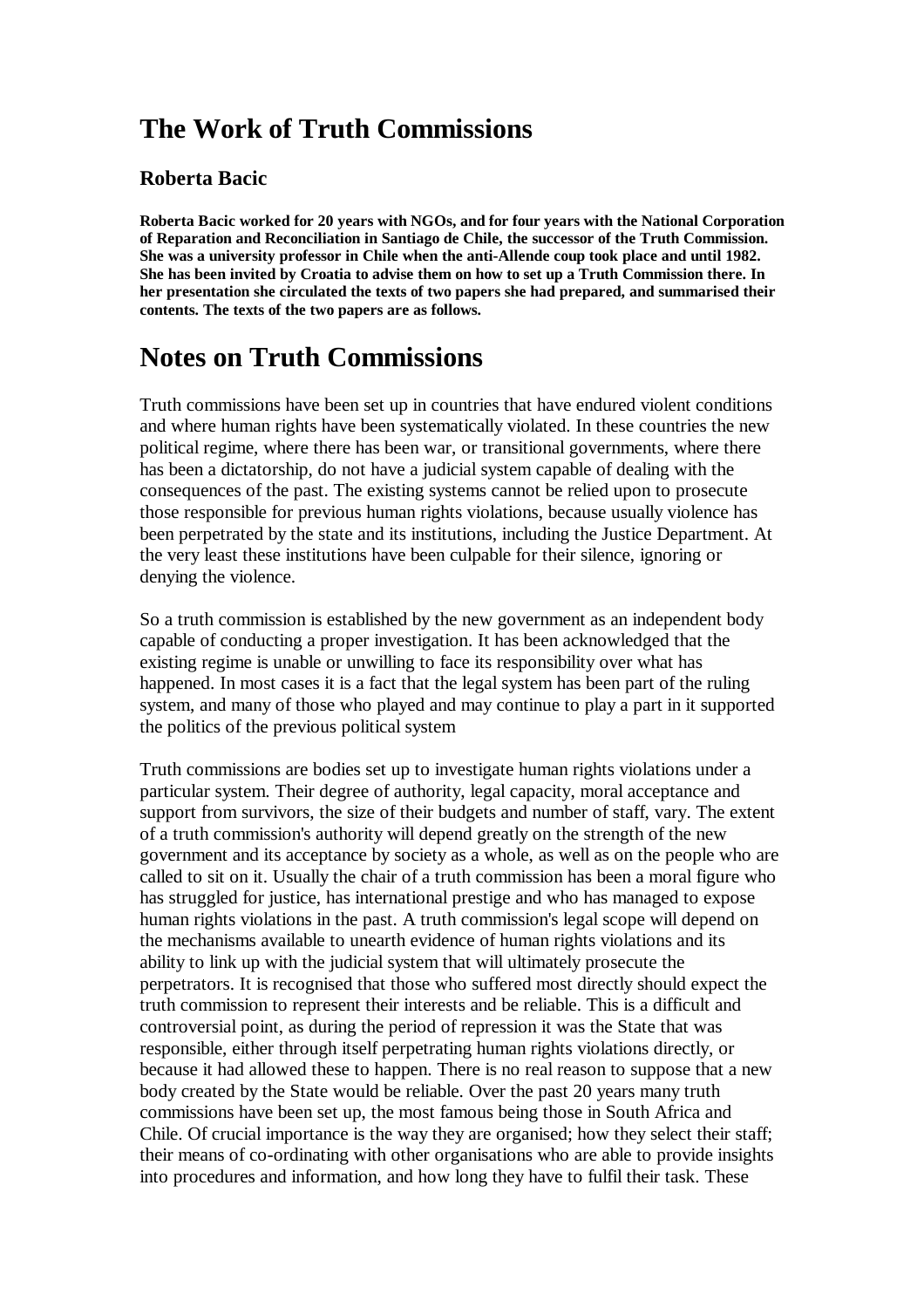# The Work of Truth Commissions

### Roberta Bacic

**Roberta Bacic worked for 20 years with NGOs, and for four years with the National Corporation of Reparation and Reconciliation in Santiago de Chile, the successor of the Truth Commission. She was a university professor in Chile when the anti-Allende coup took place and until 1982. She has been invited by Croatia to advise them on how to set up a Truth Commission there. In her presentation she circulated the texts of two papers she had prepared, and summarised their contents. The texts of the two papers are as follows.**

# Notes on Truth Commissions

Truth commissions have been set up in countries that have endured violent conditions and where human rights have been systematically violated. In these countries the new political regime, where there has been war, or transitional governments, where there has been a dictatorship, do not have a judicial system capable of dealing with the consequences of the past. The existing systems cannot be relied upon to prosecute those responsible for previous human rights violations, because usually violence has been perpetrated by the state and its institutions, including the Justice Department. At the very least these institutions have been culpable for their silence, ignoring or denying the violence.

So a truth commission is established by the new government as an independent body capable of conducting a proper investigation. It has been acknowledged that the existing regime is unable or unwilling to face its responsibility over what has happened. In most cases it is a fact that the legal system has been part of the ruling system, and many of those who played and may continue to play a part in it supported the politics of the previous political system

Truth commissions are bodies set up to investigate human rights violations under a particular system. Their degree of authority, legal capacity, moral acceptance and support from survivors, the size of their budgets and number of staff, vary. The extent of a truth commission's authority will depend greatly on the strength of the new government and its acceptance by society as a whole, as well as on the people who are called to sit on it. Usually the chair of a truth commission has been a moral figure who has struggled for justice, has international prestige and who has managed to expose human rights violations in the past. A truth commission's legal scope will depend on the mechanisms available to unearth evidence of human rights violations and its ability to link up with the judicial system that will ultimately prosecute the perpetrators. It is recognised that those who suffered most directly should expect the truth commission to represent their interests and be reliable. This is a difficult and controversial point, as during the period of repression it was the State that was responsible, either through itself perpetrating human rights violations directly, or because it had allowed these to happen. There is no real reason to suppose that a new body created by the State would be reliable. Over the past 20 years many truth commissions have been set up, the most famous being those in South Africa and Chile. Of crucial importance is the way they are organised; how they select their staff; their means of co-ordinating with other organisations who are able to provide insights into procedures and information, and how long they have to fulfil their task. These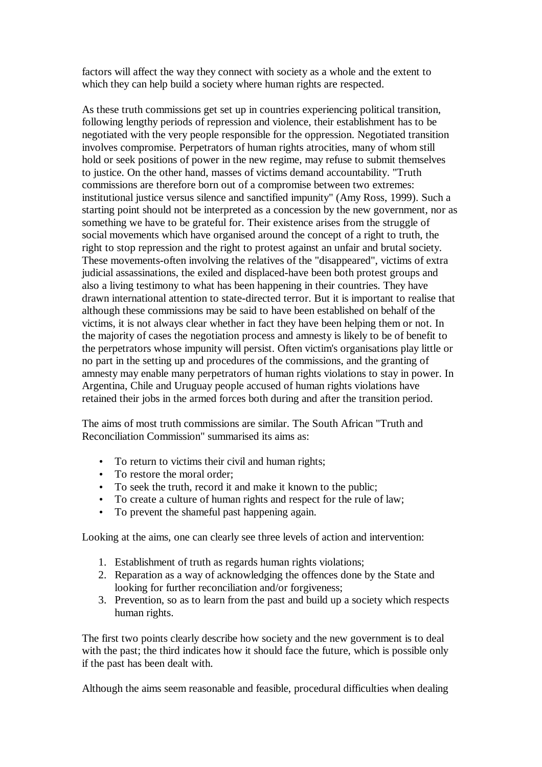factors will affect the way they connect with society as a whole and the extent to which they can help build a society where human rights are respected.

As these truth commissions get set up in countries experiencing political transition, following lengthy periods of repression and violence, their establishment has to be negotiated with the very people responsible for the oppression. Negotiated transition involves compromise. Perpetrators of human rights atrocities, many of whom still hold or seek positions of power in the new regime, may refuse to submit themselves to justice. On the other hand, masses of victims demand accountability. "Truth commissions are therefore born out of a compromise between two extremes: institutional justice versus silence and sanctified impunity" (Amy Ross, 1999). Such a starting point should not be interpreted as a concession by the new government, nor as something we have to be grateful for. Their existence arises from the struggle of social movements which have organised around the concept of a right to truth, the right to stop repression and the right to protest against an unfair and brutal society. These movements-often involving the relatives of the "disappeared", victims of extra judicial assassinations, the exiled and displaced-have been both protest groups and also a living testimony to what has been happening in their countries. They have drawn international attention to state-directed terror. But it is important to realise that although these commissions may be said to have been established on behalf of the victims, it is not always clear whether in fact they have been helping them or not. In the majority of cases the negotiation process and amnesty is likely to be of benefit to the perpetrators whose impunity will persist. Often victim's organisations play little or no part in the setting up and procedures of the commissions, and the granting of amnesty may enable many perpetrators of human rights violations to stay in power. In Argentina, Chile and Uruguay people accused of human rights violations have retained their jobs in the armed forces both during and after the transition period.

The aims of most truth commissions are similar. The South African "Truth and Reconciliation Commission" summarised its aims as:

- To return to victims their civil and human rights;
- To restore the moral order;
- To seek the truth, record it and make it known to the public;
- To create a culture of human rights and respect for the rule of law;
- To prevent the shameful past happening again.

Looking at the aims, one can clearly see three levels of action and intervention:

1. Establishment of truth as regards human rights violations;
2. Reparation as a way of acknowledging the offences done by the State and looking for further reconciliation and/or forgiveness;
3. Prevention, so as to learn from the past and build up a society which respects human rights.

The first two points clearly describe how society and the new government is to deal with the past; the third indicates how it should face the future, which is possible only if the past has been dealt with.

Although the aims seem reasonable and feasible, procedural difficulties when dealing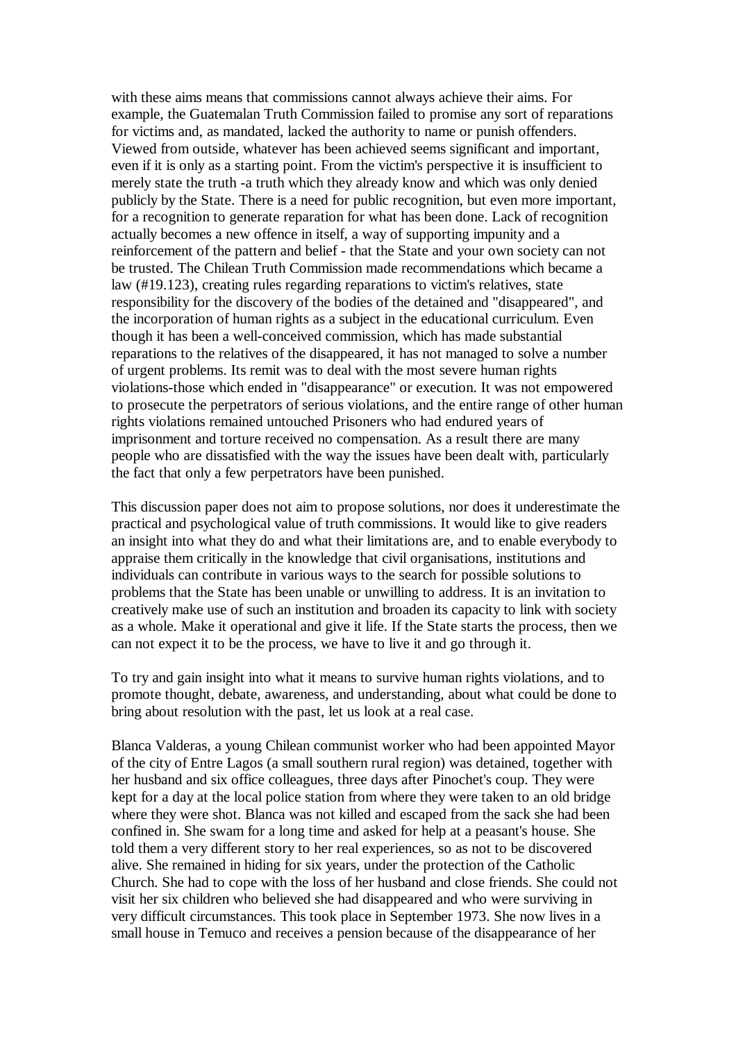with these aims means that commissions cannot always achieve their aims. For example, the Guatemalan Truth Commission failed to promise any sort of reparations for victims and, as mandated, lacked the authority to name or punish offenders. Viewed from outside, whatever has been achieved seems significant and important, even if it is only as a starting point. From the victim's perspective it is insufficient to merely state the truth -a truth which they already know and which was only denied publicly by the State. There is a need for public recognition, but even more important, for a recognition to generate reparation for what has been done. Lack of recognition actually becomes a new offence in itself, a way of supporting impunity and a reinforcement of the pattern and belief - that the State and your own society can not be trusted. The Chilean Truth Commission made recommendations which became a law (#19.123), creating rules regarding reparations to victim's relatives, state responsibility for the discovery of the bodies of the detained and "disappeared", and the incorporation of human rights as a subject in the educational curriculum. Even though it has been a well-conceived commission, which has made substantial reparations to the relatives of the disappeared, it has not managed to solve a number of urgent problems. Its remit was to deal with the most severe human rights violations-those which ended in "disappearance" or execution. It was not empowered to prosecute the perpetrators of serious violations, and the entire range of other human rights violations remained untouched Prisoners who had endured years of imprisonment and torture received no compensation. As a result there are many people who are dissatisfied with the way the issues have been dealt with, particularly the fact that only a few perpetrators have been punished.

This discussion paper does not aim to propose solutions, nor does it underestimate the practical and psychological value of truth commissions. It would like to give readers an insight into what they do and what their limitations are, and to enable everybody to appraise them critically in the knowledge that civil organisations, institutions and individuals can contribute in various ways to the search for possible solutions to problems that the State has been unable or unwilling to address. It is an invitation to creatively make use of such an institution and broaden its capacity to link with society as a whole. Make it operational and give it life. If the State starts the process, then we can not expect it to be the process, we have to live it and go through it.

To try and gain insight into what it means to survive human rights violations, and to promote thought, debate, awareness, and understanding, about what could be done to bring about resolution with the past, let us look at a real case.

Blanca Valderas, a young Chilean communist worker who had been appointed Mayor of the city of Entre Lagos (a small southern rural region) was detained, together with her husband and six office colleagues, three days after Pinochet's coup. They were kept for a day at the local police station from where they were taken to an old bridge where they were shot. Blanca was not killed and escaped from the sack she had been confined in. She swam for a long time and asked for help at a peasant's house. She told them a very different story to her real experiences, so as not to be discovered alive. She remained in hiding for six years, under the protection of the Catholic Church. She had to cope with the loss of her husband and close friends. She could not visit her six children who believed she had disappeared and who were surviving in very difficult circumstances. This took place in September 1973. She now lives in a small house in Temuco and receives a pension because of the disappearance of her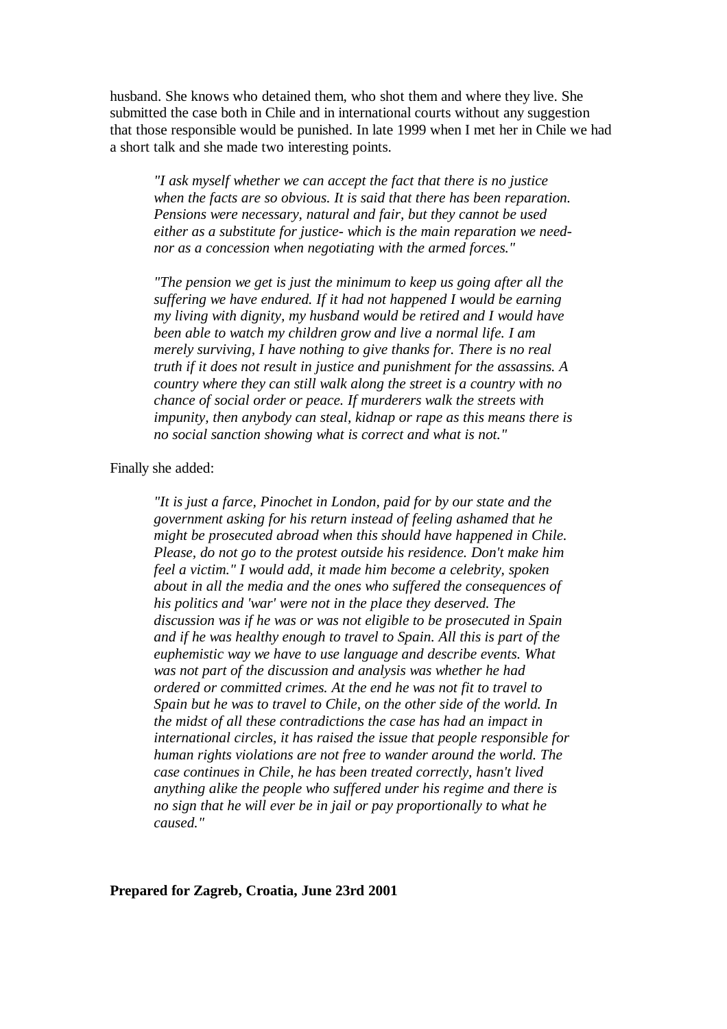husband. She knows who detained them, who shot them and where they live. She submitted the case both in Chile and in international courts without any suggestion that those responsible would be punished. In late 1999 when I met her in Chile we had a short talk and she made two interesting points.

> *"I ask myself whether we can accept the fact that there is no justice when the facts are so obvious. It is said that there has been reparation. Pensions were necessary, natural and fair, but they cannot be used either as a substitute for justice- which is the main reparation we need- nor as a concession when negotiating with the armed forces."*

> *"The pension we get is just the minimum to keep us going after all the suffering we have endured. If it had not happened I would be earning my living with dignity, my husband would be retired and I would have been able to watch my children grow and live a normal life. I am merely surviving, I have nothing to give thanks for. There is no real truth if it does not result in justice and punishment for the assassins. A country where they can still walk along the street is a country with no chance of social order or peace. If murderers walk the streets with impunity, then anybody can steal, kidnap or rape as this means there is no social sanction showing what is correct and what is not."*

Finally she added:

> *"It is just a farce, Pinochet in London, paid for by our state and the government asking for his return instead of feeling ashamed that he might be prosecuted abroad when this should have happened in Chile. Please, do not go to the protest outside his residence. Don't make him feel a victim." I would add, it made him become a celebrity, spoken about in all the media and the ones who suffered the consequences of his politics and 'war' were not in the place they deserved. The discussion was if he was or was not eligible to be prosecuted in Spain and if he was healthy enough to travel to Spain. All this is part of the euphemistic way we have to use language and describe events. What was not part of the discussion and analysis was whether he had ordered or committed crimes. At the end he was not fit to travel to Spain but he was to travel to Chile, on the other side of the world. In the midst of all these contradictions the case has had an impact in international circles, it has raised the issue that people responsible for human rights violations are not free to wander around the world. The case continues in Chile, he has been treated correctly, hasn't lived anything alike the people who suffered under his regime and there is no sign that he will ever be in jail or pay proportionally to what he caused."*

**Prepared for Zagreb, Croatia, June 23rd 2001**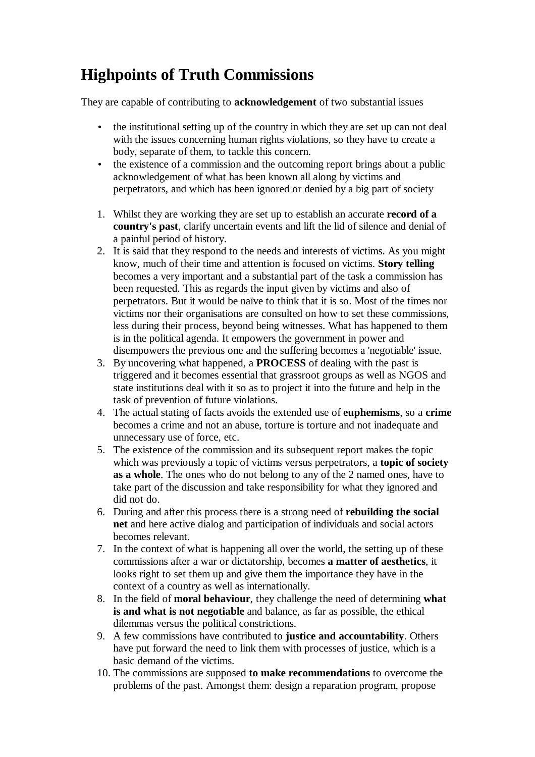# Highpoints of Truth Commissions

They are capable of contributing to **acknowledgement** of two substantial issues

- the institutional setting up of the country in which they are set up can not deal with the issues concerning human rights violations, so they have to create a body, separate of them, to tackle this concern.
- the existence of a commission and the outcoming report brings about a public acknowledgement of what has been known all along by victims and perpetrators, and which has been ignored or denied by a big part of society

1. Whilst they are working they are set up to establish an accurate **record of a country's past**, clarify uncertain events and lift the lid of silence and denial of a painful period of history.
2. It is said that they respond to the needs and interests of victims. As you might know, much of their time and attention is focused on victims. **Story telling** becomes a very important and a substantial part of the task a commission has been requested. This as regards the input given by victims and also of perpetrators. But it would be naïve to think that it is so. Most of the times nor victims nor their organisations are consulted on how to set these commissions, less during their process, beyond being witnesses. What has happened to them is in the political agenda. It empowers the government in power and disempowers the previous one and the suffering becomes a 'negotiable' issue.
3. By uncovering what happened, a **PROCESS** of dealing with the past is triggered and it becomes essential that grassroot groups as well as NGOS and state institutions deal with it so as to project it into the future and help in the task of prevention of future violations.
4. The actual stating of facts avoids the extended use of **euphemisms**, so a **crime** becomes a crime and not an abuse, torture is torture and not inadequate and unnecessary use of force, etc.
5. The existence of the commission and its subsequent report makes the topic which was previously a topic of victims versus perpetrators, a **topic of society as a whole**. The ones who do not belong to any of the 2 named ones, have to take part of the discussion and take responsibility for what they ignored and did not do.
6. During and after this process there is a strong need of **rebuilding the social net** and here active dialog and participation of individuals and social actors becomes relevant.
7. In the context of what is happening all over the world, the setting up of these commissions after a war or dictatorship, becomes **a matter of aesthetics**, it looks right to set them up and give them the importance they have in the context of a country as well as internationally.
8. In the field of **moral behaviour**, they challenge the need of determining **what is and what is not negotiable** and balance, as far as possible, the ethical dilemmas versus the political constrictions.
9. A few commissions have contributed to **justice and accountability**. Others have put forward the need to link them with processes of justice, which is a basic demand of the victims.
10. The commissions are supposed **to make recommendations** to overcome the problems of the past. Amongst them: design a reparation program, propose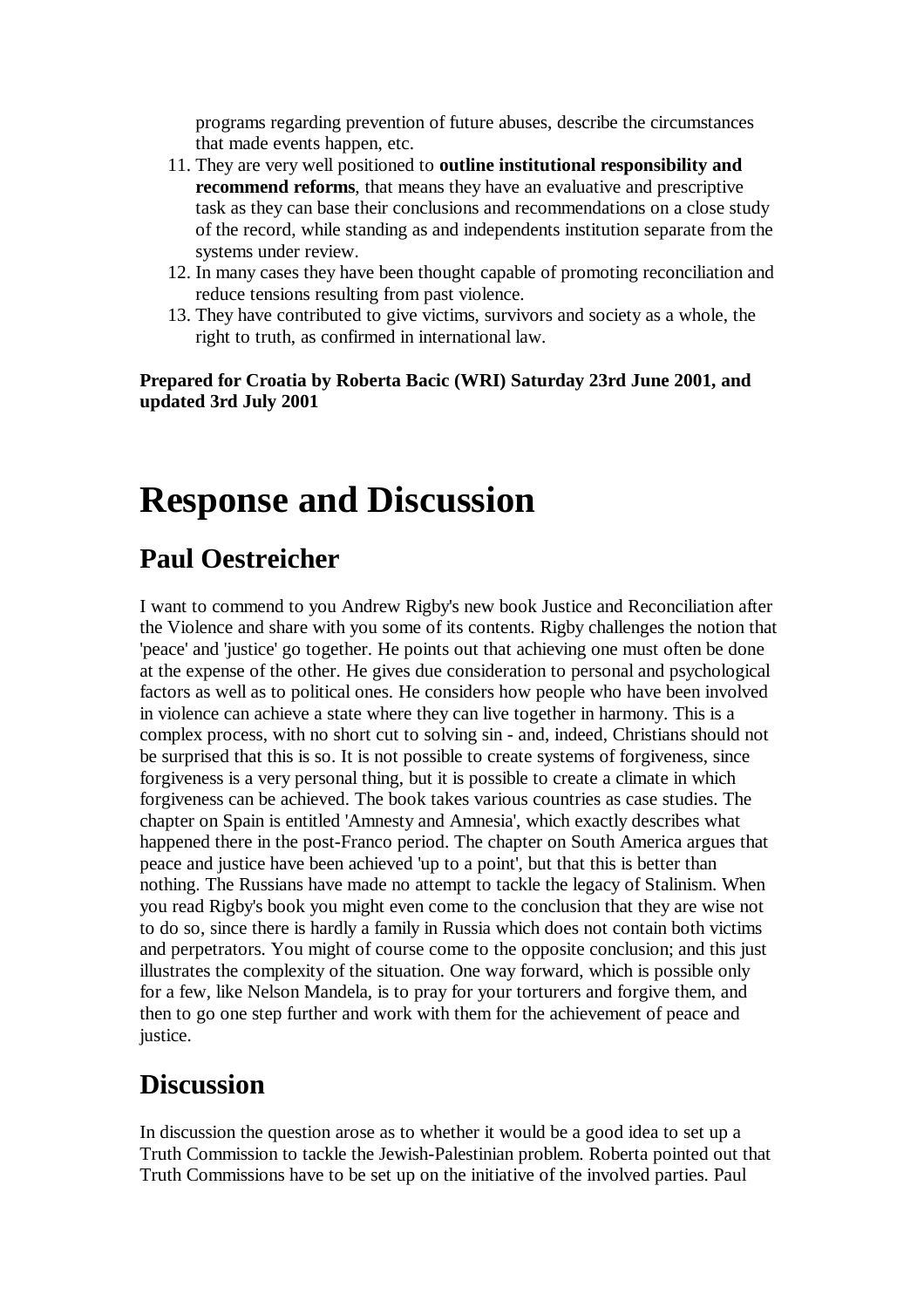programs regarding prevention of future abuses, describe the circumstances that made events happen, etc.

11. They are very well positioned to **outline institutional responsibility and recommend reforms**, that means they have an evaluative and prescriptive task as they can base their conclusions and recommendations on a close study of the record, while standing as and independents institution separate from the systems under review.
12. In many cases they have been thought capable of promoting reconciliation and reduce tensions resulting from past violence.
13. They have contributed to give victims, survivors and society as a whole, the right to truth, as confirmed in international law.

**Prepared for Croatia by Roberta Bacic (WRI) Saturday 23rd June 2001, and updated 3rd July 2001**

# Response and Discussion

## Paul Oestreicher

I want to commend to you Andrew Rigby's new book Justice and Reconciliation after the Violence and share with you some of its contents. Rigby challenges the notion that 'peace' and 'justice' go together. He points out that achieving one must often be done at the expense of the other. He gives due consideration to personal and psychological factors as well as to political ones. He considers how people who have been involved in violence can achieve a state where they can live together in harmony. This is a complex process, with no short cut to solving sin - and, indeed, Christians should not be surprised that this is so. It is not possible to create systems of forgiveness, since forgiveness is a very personal thing, but it is possible to create a climate in which forgiveness can be achieved. The book takes various countries as case studies. The chapter on Spain is entitled 'Amnesty and Amnesia', which exactly describes what happened there in the post-Franco period. The chapter on South America argues that peace and justice have been achieved 'up to a point', but that this is better than nothing. The Russians have made no attempt to tackle the legacy of Stalinism. When you read Rigby's book you might even come to the conclusion that they are wise not to do so, since there is hardly a family in Russia which does not contain both victims and perpetrators. You might of course come to the opposite conclusion; and this just illustrates the complexity of the situation. One way forward, which is possible only for a few, like Nelson Mandela, is to pray for your torturers and forgive them, and then to go one step further and work with them for the achievement of peace and justice.

## Discussion

In discussion the question arose as to whether it would be a good idea to set up a Truth Commission to tackle the Jewish-Palestinian problem. Roberta pointed out that Truth Commissions have to be set up on the initiative of the involved parties. Paul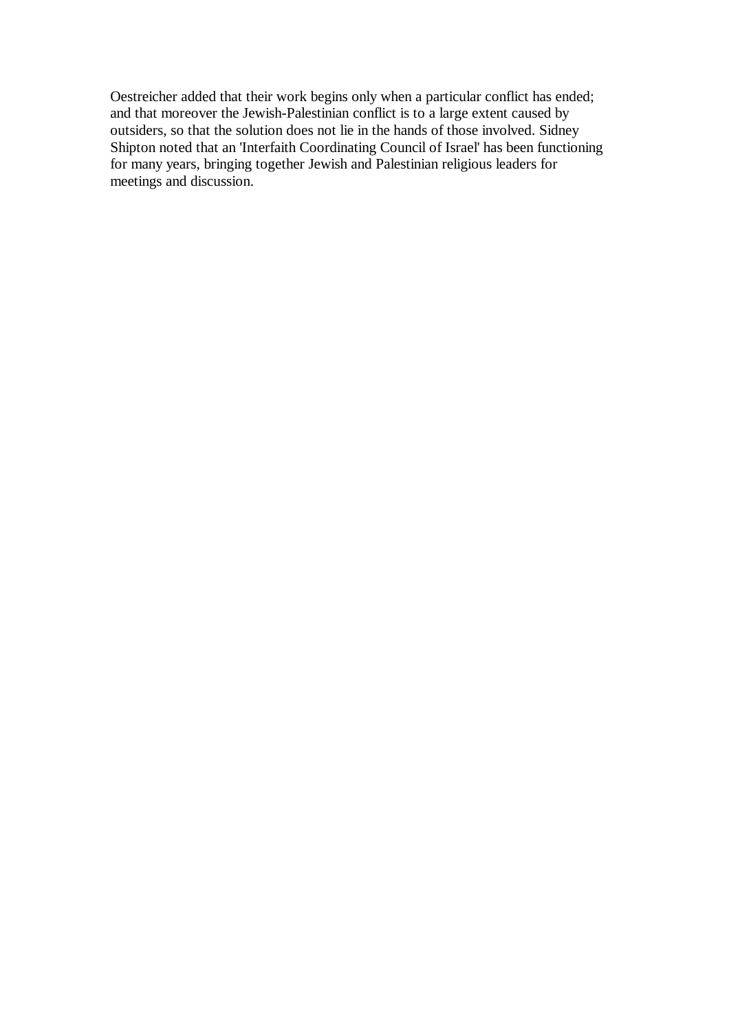Oestreicher added that their work begins only when a particular conflict has ended; and that moreover the Jewish-Palestinian conflict is to a large extent caused by outsiders, so that the solution does not lie in the hands of those involved. Sidney Shipton noted that an 'Interfaith Coordinating Council of Israel' has been functioning for many years, bringing together Jewish and Palestinian religious leaders for meetings and discussion.